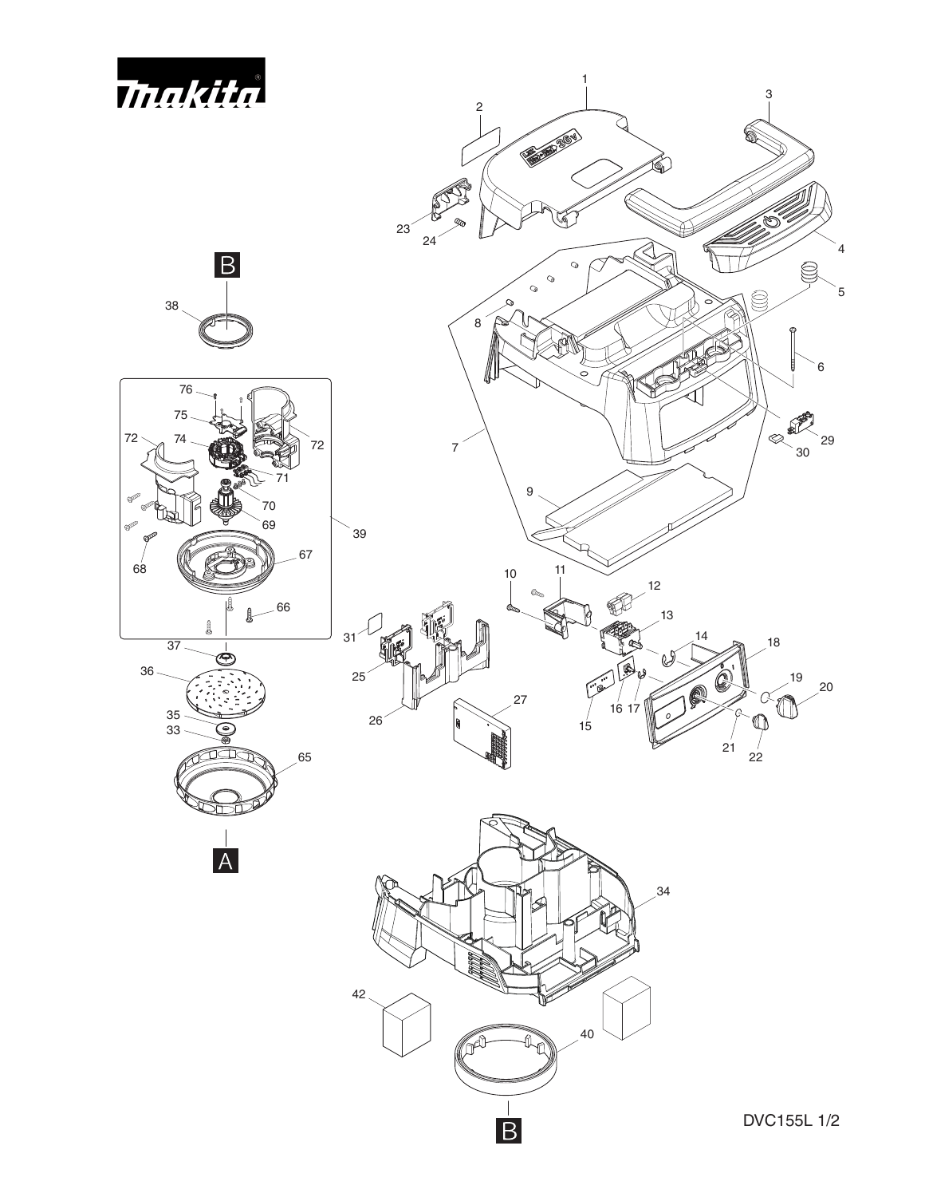makita

DVC155L 1/2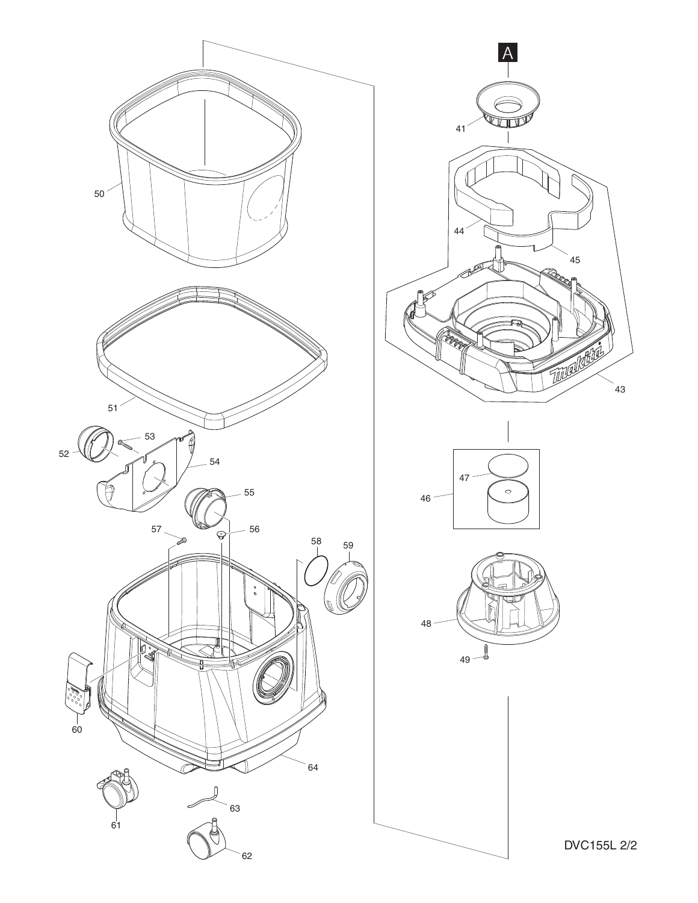A

41

44

45

43

47

46

48

49

50

51

52

53

54

55

56

57

58

59

60

61

62

63

64

DVC155L 2/2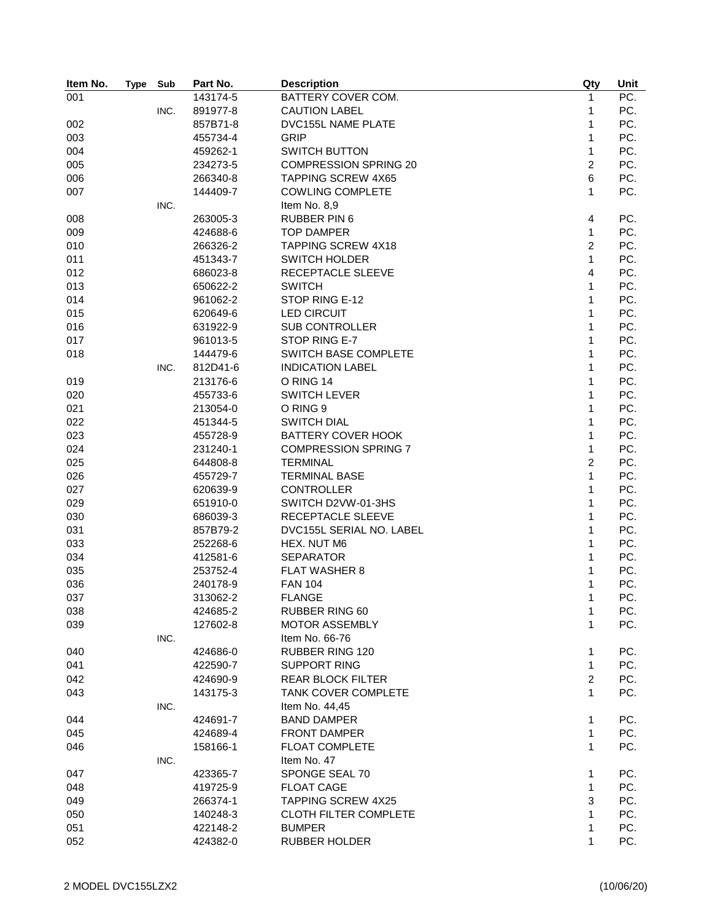| Item No. | Type | Sub | Part No. | Description | Qty | Unit |
|---|---|---|---|---|---|---|
| 001 | | | 143174-5 | BATTERY COVER COM. | 1 | PC. |
| | | INC. | 891977-8 | CAUTION LABEL | 1 | PC. |
| 002 | | | 857B71-8 | DVC155L NAME PLATE | 1 | PC. |
| 003 | | | 455734-4 | GRIP | 1 | PC. |
| 004 | | | 459262-1 | SWITCH BUTTON | 1 | PC. |
| 005 | | | 234273-5 | COMPRESSION SPRING 20 | 2 | PC. |
| 006 | | | 266340-8 | TAPPING SCREW 4X65 | 6 | PC. |
| 007 | | | 144409-7 | COWLING COMPLETE | 1 | PC. |
| | | INC. | | Item No. 8,9 | | |
| 008 | | | 263005-3 | RUBBER PIN 6 | 4 | PC. |
| 009 | | | 424688-6 | TOP DAMPER | 1 | PC. |
| 010 | | | 266326-2 | TAPPING SCREW 4X18 | 2 | PC. |
| 011 | | | 451343-7 | SWITCH HOLDER | 1 | PC. |
| 012 | | | 686023-8 | RECEPTACLE SLEEVE | 4 | PC. |
| 013 | | | 650622-2 | SWITCH | 1 | PC. |
| 014 | | | 961062-2 | STOP RING E-12 | 1 | PC. |
| 015 | | | 620649-6 | LED CIRCUIT | 1 | PC. |
| 016 | | | 631922-9 | SUB CONTROLLER | 1 | PC. |
| 017 | | | 961013-5 | STOP RING E-7 | 1 | PC. |
| 018 | | | 144479-6 | SWITCH BASE COMPLETE | 1 | PC. |
| | | INC. | 812D41-6 | INDICATION LABEL | 1 | PC. |
| 019 | | | 213176-6 | O RING 14 | 1 | PC. |
| 020 | | | 455733-6 | SWITCH LEVER | 1 | PC. |
| 021 | | | 213054-0 | O RING 9 | 1 | PC. |
| 022 | | | 451344-5 | SWITCH DIAL | 1 | PC. |
| 023 | | | 455728-9 | BATTERY COVER HOOK | 1 | PC. |
| 024 | | | 231240-1 | COMPRESSION SPRING 7 | 1 | PC. |
| 025 | | | 644808-8 | TERMINAL | 2 | PC. |
| 026 | | | 455729-7 | TERMINAL BASE | 1 | PC. |
| 027 | | | 620639-9 | CONTROLLER | 1 | PC. |
| 029 | | | 651910-0 | SWITCH D2VW-01-3HS | 1 | PC. |
| 030 | | | 686039-3 | RECEPTACLE SLEEVE | 1 | PC. |
| 031 | | | 857B79-2 | DVC155L SERIAL NO. LABEL | 1 | PC. |
| 033 | | | 252268-6 | HEX. NUT M6 | 1 | PC. |
| 034 | | | 412581-6 | SEPARATOR | 1 | PC. |
| 035 | | | 253752-4 | FLAT WASHER 8 | 1 | PC. |
| 036 | | | 240178-9 | FAN 104 | 1 | PC. |
| 037 | | | 313062-2 | FLANGE | 1 | PC. |
| 038 | | | 424685-2 | RUBBER RING 60 | 1 | PC. |
| 039 | | | 127602-8 | MOTOR ASSEMBLY | 1 | PC. |
| | | INC. | | Item No. 66-76 | | |
| 040 | | | 424686-0 | RUBBER RING 120 | 1 | PC. |
| 041 | | | 422590-7 | SUPPORT RING | 1 | PC. |
| 042 | | | 424690-9 | REAR BLOCK FILTER | 2 | PC. |
| 043 | | | 143175-3 | TANK COVER COMPLETE | 1 | PC. |
| | | INC. | | Item No. 44,45 | | |
| 044 | | | 424691-7 | BAND DAMPER | 1 | PC. |
| 045 | | | 424689-4 | FRONT DAMPER | 1 | PC. |
| 046 | | | 158166-1 | FLOAT COMPLETE | 1 | PC. |
| | | INC. | | Item No. 47 | | |
| 047 | | | 423365-7 | SPONGE SEAL 70 | 1 | PC. |
| 048 | | | 419725-9 | FLOAT CAGE | 1 | PC. |
| 049 | | | 266374-1 | TAPPING SCREW 4X25 | 3 | PC. |
| 050 | | | 140248-3 | CLOTH FILTER COMPLETE | 1 | PC. |
| 051 | | | 422148-2 | BUMPER | 1 | PC. |
| 052 | | | 424382-0 | RUBBER HOLDER | 1 | PC. |

2 MODEL DVC155LZX2 (10/06/20)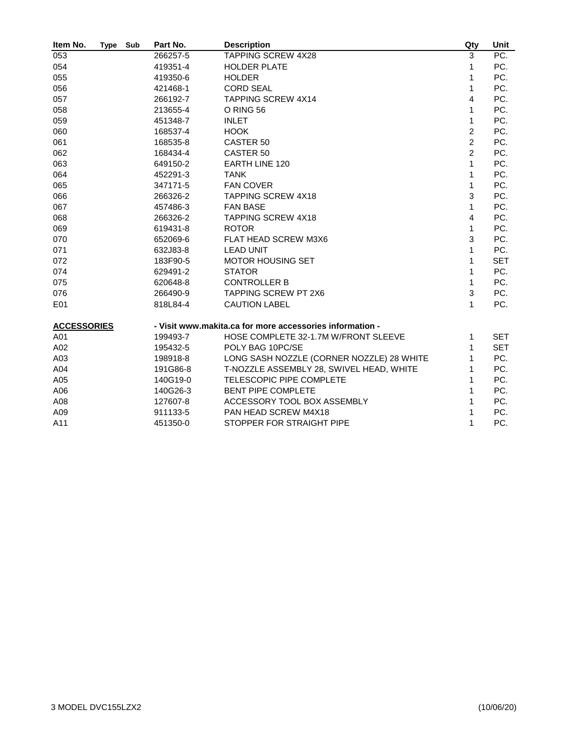| Item No. | Type | Sub | Part No. | Description | Qty | Unit |
|---|---|---|---|---|---|---|
| 053 | | | 266257-5 | TAPPING SCREW 4X28 | 3 | PC. |
| 054 | | | 419351-4 | HOLDER PLATE | 1 | PC. |
| 055 | | | 419350-6 | HOLDER | 1 | PC. |
| 056 | | | 421468-1 | CORD SEAL | 1 | PC. |
| 057 | | | 266192-7 | TAPPING SCREW 4X14 | 4 | PC. |
| 058 | | | 213655-4 | O RING 56 | 1 | PC. |
| 059 | | | 451348-7 | INLET | 1 | PC. |
| 060 | | | 168537-4 | HOOK | 2 | PC. |
| 061 | | | 168535-8 | CASTER 50 | 2 | PC. |
| 062 | | | 168434-4 | CASTER 50 | 2 | PC. |
| 063 | | | 649150-2 | EARTH LINE 120 | 1 | PC. |
| 064 | | | 452291-3 | TANK | 1 | PC. |
| 065 | | | 347171-5 | FAN COVER | 1 | PC. |
| 066 | | | 266326-2 | TAPPING SCREW 4X18 | 3 | PC. |
| 067 | | | 457486-3 | FAN BASE | 1 | PC. |
| 068 | | | 266326-2 | TAPPING SCREW 4X18 | 4 | PC. |
| 069 | | | 619431-8 | ROTOR | 1 | PC. |
| 070 | | | 652069-6 | FLAT HEAD SCREW M3X6 | 3 | PC. |
| 071 | | | 632J83-8 | LEAD UNIT | 1 | PC. |
| 072 | | | 183F90-5 | MOTOR HOUSING SET | 1 | SET |
| 074 | | | 629491-2 | STATOR | 1 | PC. |
| 075 | | | 620648-8 | CONTROLLER B | 1 | PC. |
| 076 | | | 266490-9 | TAPPING SCREW PT 2X6 | 3 | PC. |
| E01 | | | 818L84-4 | CAUTION LABEL | 1 | PC. |

**ACCESSORIES** **- Visit www.makita.ca for more accessories information -**

| Item No. | Type | Sub | Part No. | Description | Qty | Unit |
|---|---|---|---|---|---|---|
| A01 | | | 199493-7 | HOSE COMPLETE 32-1.7M W/FRONT SLEEVE | 1 | SET |
| A02 | | | 195432-5 | POLY BAG 10PC/SE | 1 | SET |
| A03 | | | 198918-8 | LONG SASH NOZZLE (CORNER NOZZLE) 28 WHITE | 1 | PC. |
| A04 | | | 191G86-8 | T-NOZZLE ASSEMBLY 28, SWIVEL HEAD, WHITE | 1 | PC. |
| A05 | | | 140G19-0 | TELESCOPIC PIPE COMPLETE | 1 | PC. |
| A06 | | | 140G26-3 | BENT PIPE COMPLETE | 1 | PC. |
| A08 | | | 127607-8 | ACCESSORY TOOL BOX ASSEMBLY | 1 | PC. |
| A09 | | | 911133-5 | PAN HEAD SCREW M4X18 | 1 | PC. |
| A11 | | | 451350-0 | STOPPER FOR STRAIGHT PIPE | 1 | PC. |